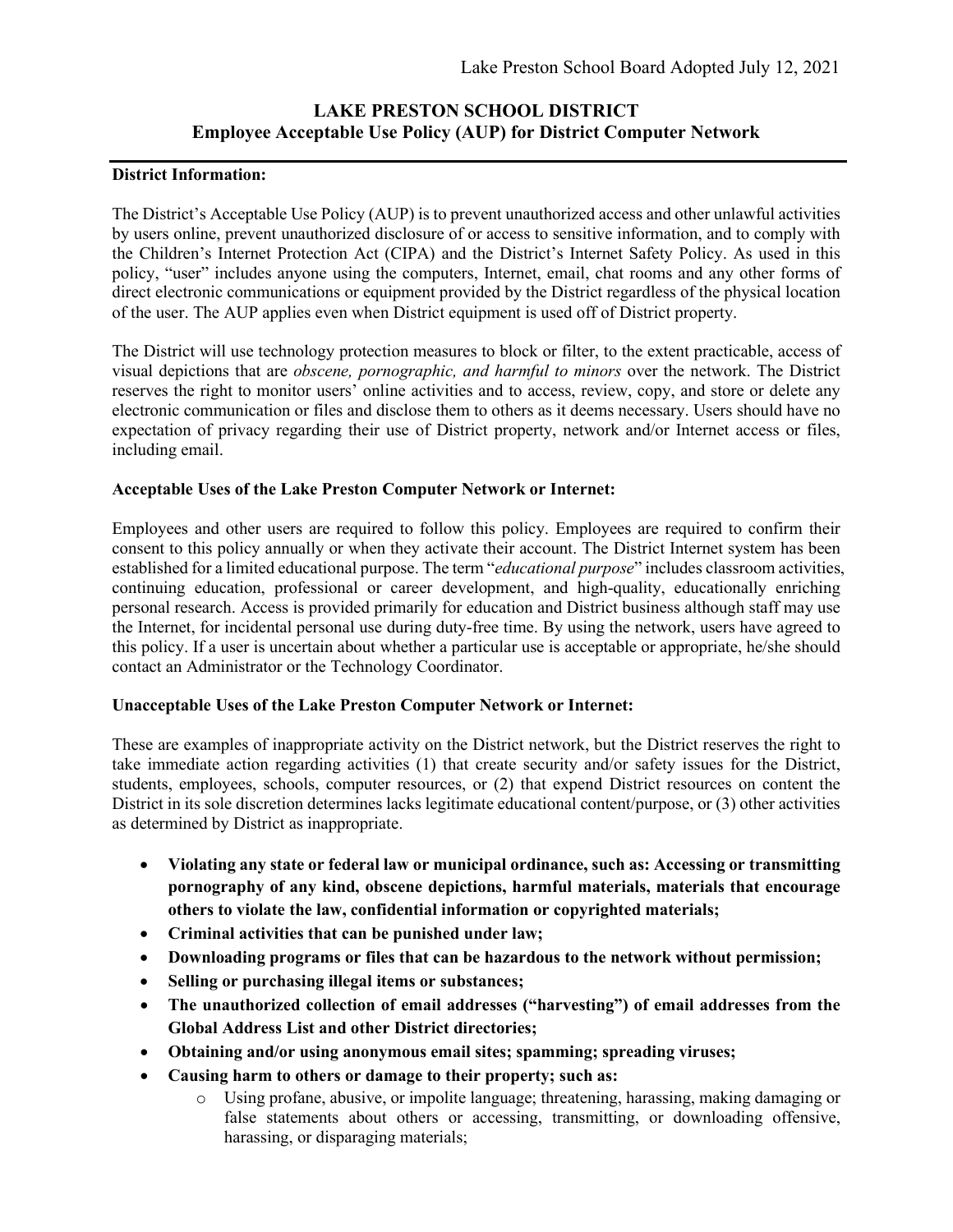Lake Preston School Board Adopted July 12, 2021

# LAKE PRESTON SCHOOL DISTRICT
## Employee Acceptable Use Policy (AUP) for District Computer Network

**District Information:**

The District's Acceptable Use Policy (AUP) is to prevent unauthorized access and other unlawful activities by users online, prevent unauthorized disclosure of or access to sensitive information, and to comply with the Children's Internet Protection Act (CIPA) and the District's Internet Safety Policy. As used in this policy, "user" includes anyone using the computers, Internet, email, chat rooms and any other forms of direct electronic communications or equipment provided by the District regardless of the physical location of the user. The AUP applies even when District equipment is used off of District property.

The District will use technology protection measures to block or filter, to the extent practicable, access of visual depictions that are *obscene, pornographic, and harmful to minors* over the network. The District reserves the right to monitor users' online activities and to access, review, copy, and store or delete any electronic communication or files and disclose them to others as it deems necessary. Users should have no expectation of privacy regarding their use of District property, network and/or Internet access or files, including email.

**Acceptable Uses of the Lake Preston Computer Network or Internet:**

Employees and other users are required to follow this policy. Employees are required to confirm their consent to this policy annually or when they activate their account. The District Internet system has been established for a limited educational purpose. The term "*educational purpose*" includes classroom activities, continuing education, professional or career development, and high-quality, educationally enriching personal research. Access is provided primarily for education and District business although staff may use the Internet, for incidental personal use during duty-free time. By using the network, users have agreed to this policy. If a user is uncertain about whether a particular use is acceptable or appropriate, he/she should contact an Administrator or the Technology Coordinator.

**Unacceptable Uses of the Lake Preston Computer Network or Internet:**

These are examples of inappropriate activity on the District network, but the District reserves the right to take immediate action regarding activities (1) that create security and/or safety issues for the District, students, employees, schools, computer resources, or (2) that expend District resources on content the District in its sole discretion determines lacks legitimate educational content/purpose, or (3) other activities as determined by District as inappropriate.

- **Violating any state or federal law or municipal ordinance, such as: Accessing or transmitting pornography of any kind, obscene depictions, harmful materials, materials that encourage others to violate the law, confidential information or copyrighted materials;**
- **Criminal activities that can be punished under law;**
- **Downloading programs or files that can be hazardous to the network without permission;**
- **Selling or purchasing illegal items or substances;**
- **The unauthorized collection of email addresses ("harvesting") of email addresses from the Global Address List and other District directories;**
- **Obtaining and/or using anonymous email sites; spamming; spreading viruses;**
- **Causing harm to others or damage to their property; such as:**
  - Using profane, abusive, or impolite language; threatening, harassing, making damaging or false statements about others or accessing, transmitting, or downloading offensive, harassing, or disparaging materials;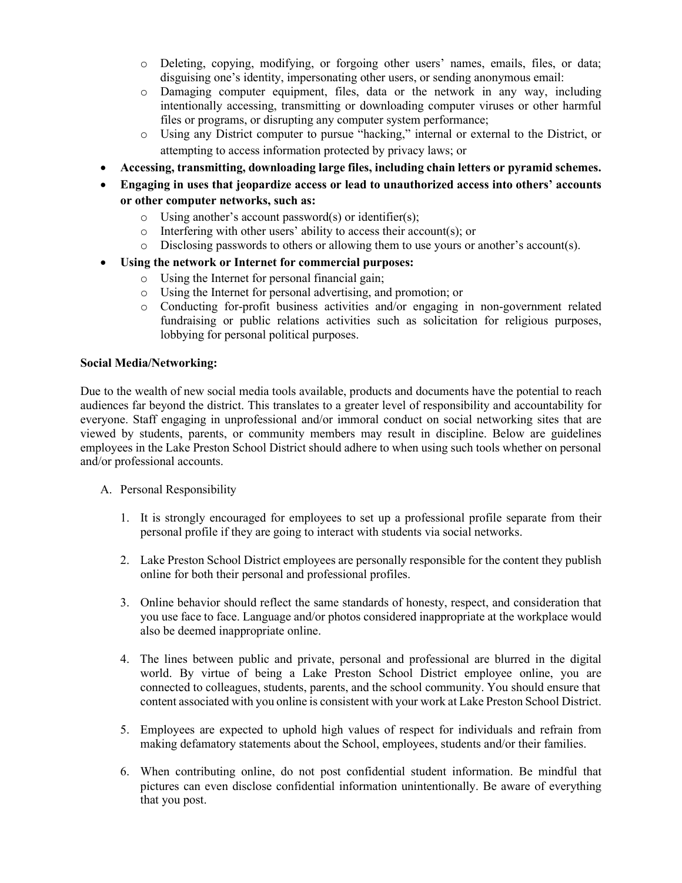- Deleting, copying, modifying, or forgoing other users' names, emails, files, or data; disguising one's identity, impersonating other users, or sending anonymous email:
  - Damaging computer equipment, files, data or the network in any way, including intentionally accessing, transmitting or downloading computer viruses or other harmful files or programs, or disrupting any computer system performance;
  - Using any District computer to pursue "hacking," internal or external to the District, or attempting to access information protected by privacy laws; or
- **Accessing, transmitting, downloading large files, including chain letters or pyramid schemes.**
- **Engaging in uses that jeopardize access or lead to unauthorized access into others' accounts or other computer networks, such as:**
  - Using another's account password(s) or identifier(s);
  - Interfering with other users' ability to access their account(s); or
  - Disclosing passwords to others or allowing them to use yours or another's account(s).
- **Using the network or Internet for commercial purposes:**
  - Using the Internet for personal financial gain;
  - Using the Internet for personal advertising, and promotion; or
  - Conducting for-profit business activities and/or engaging in non-government related fundraising or public relations activities such as solicitation for religious purposes, lobbying for personal political purposes.

**Social Media/Networking:**

Due to the wealth of new social media tools available, products and documents have the potential to reach audiences far beyond the district. This translates to a greater level of responsibility and accountability for everyone. Staff engaging in unprofessional and/or immoral conduct on social networking sites that are viewed by students, parents, or community members may result in discipline. Below are guidelines employees in the Lake Preston School District should adhere to when using such tools whether on personal and/or professional accounts.

A. Personal Responsibility

1. It is strongly encouraged for employees to set up a professional profile separate from their personal profile if they are going to interact with students via social networks.

2. Lake Preston School District employees are personally responsible for the content they publish online for both their personal and professional profiles.

3. Online behavior should reflect the same standards of honesty, respect, and consideration that you use face to face. Language and/or photos considered inappropriate at the workplace would also be deemed inappropriate online.

4. The lines between public and private, personal and professional are blurred in the digital world. By virtue of being a Lake Preston School District employee online, you are connected to colleagues, students, parents, and the school community. You should ensure that content associated with you online is consistent with your work at Lake Preston School District.

5. Employees are expected to uphold high values of respect for individuals and refrain from making defamatory statements about the School, employees, students and/or their families.

6. When contributing online, do not post confidential student information. Be mindful that pictures can even disclose confidential information unintentionally. Be aware of everything that you post.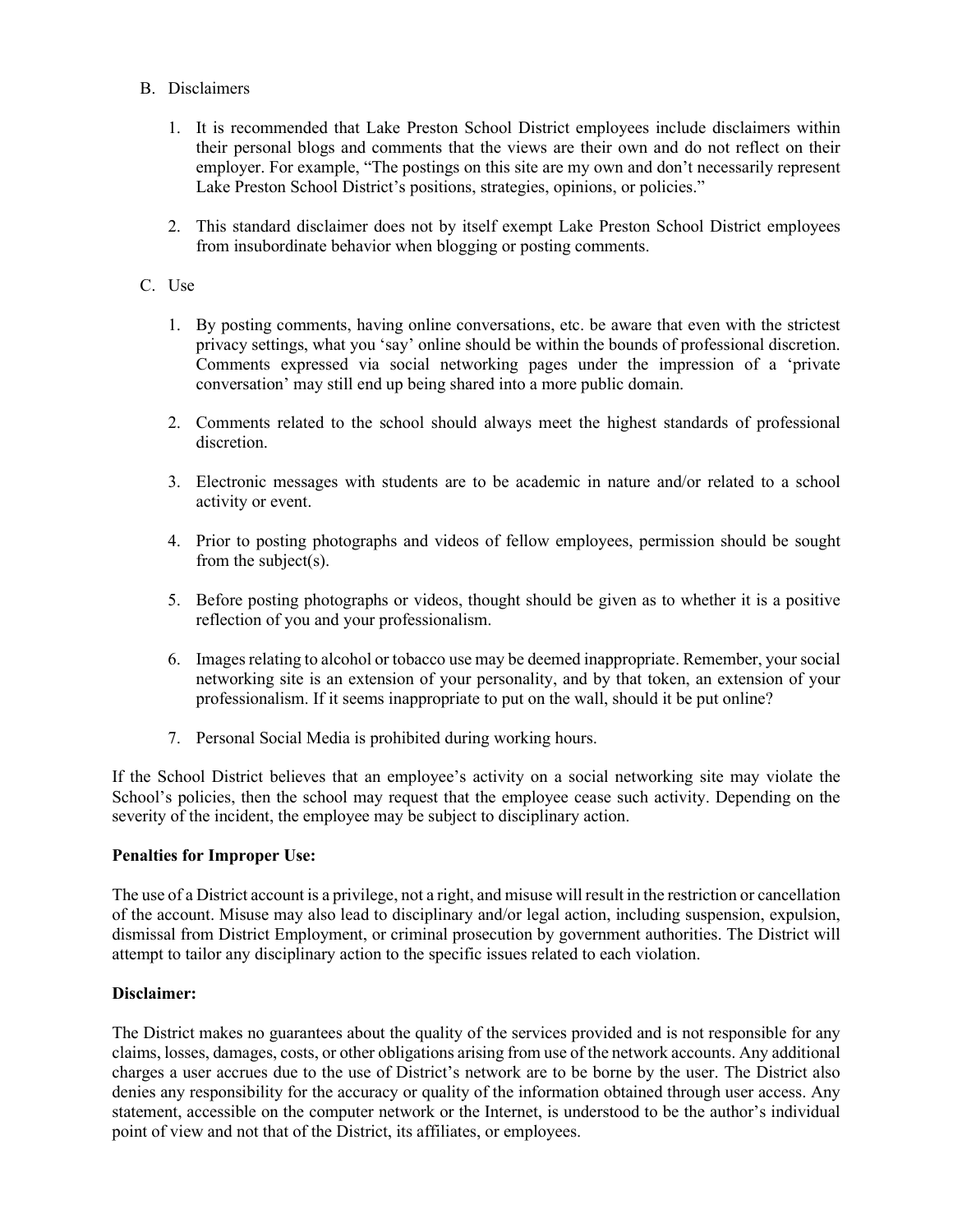B. Disclaimers

1. It is recommended that Lake Preston School District employees include disclaimers within their personal blogs and comments that the views are their own and do not reflect on their employer. For example, "The postings on this site are my own and don't necessarily represent Lake Preston School District's positions, strategies, opinions, or policies."

2. This standard disclaimer does not by itself exempt Lake Preston School District employees from insubordinate behavior when blogging or posting comments.

C. Use

1. By posting comments, having online conversations, etc. be aware that even with the strictest privacy settings, what you 'say' online should be within the bounds of professional discretion. Comments expressed via social networking pages under the impression of a 'private conversation' may still end up being shared into a more public domain.

2. Comments related to the school should always meet the highest standards of professional discretion.

3. Electronic messages with students are to be academic in nature and/or related to a school activity or event.

4. Prior to posting photographs and videos of fellow employees, permission should be sought from the subject(s).

5. Before posting photographs or videos, thought should be given as to whether it is a positive reflection of you and your professionalism.

6. Images relating to alcohol or tobacco use may be deemed inappropriate. Remember, your social networking site is an extension of your personality, and by that token, an extension of your professionalism. If it seems inappropriate to put on the wall, should it be put online?

7. Personal Social Media is prohibited during working hours.

If the School District believes that an employee's activity on a social networking site may violate the School's policies, then the school may request that the employee cease such activity. Depending on the severity of the incident, the employee may be subject to disciplinary action.

**Penalties for Improper Use:**

The use of a District account is a privilege, not a right, and misuse will result in the restriction or cancellation of the account. Misuse may also lead to disciplinary and/or legal action, including suspension, expulsion, dismissal from District Employment, or criminal prosecution by government authorities. The District will attempt to tailor any disciplinary action to the specific issues related to each violation.

**Disclaimer:**

The District makes no guarantees about the quality of the services provided and is not responsible for any claims, losses, damages, costs, or other obligations arising from use of the network accounts. Any additional charges a user accrues due to the use of District's network are to be borne by the user. The District also denies any responsibility for the accuracy or quality of the information obtained through user access. Any statement, accessible on the computer network or the Internet, is understood to be the author's individual point of view and not that of the District, its affiliates, or employees.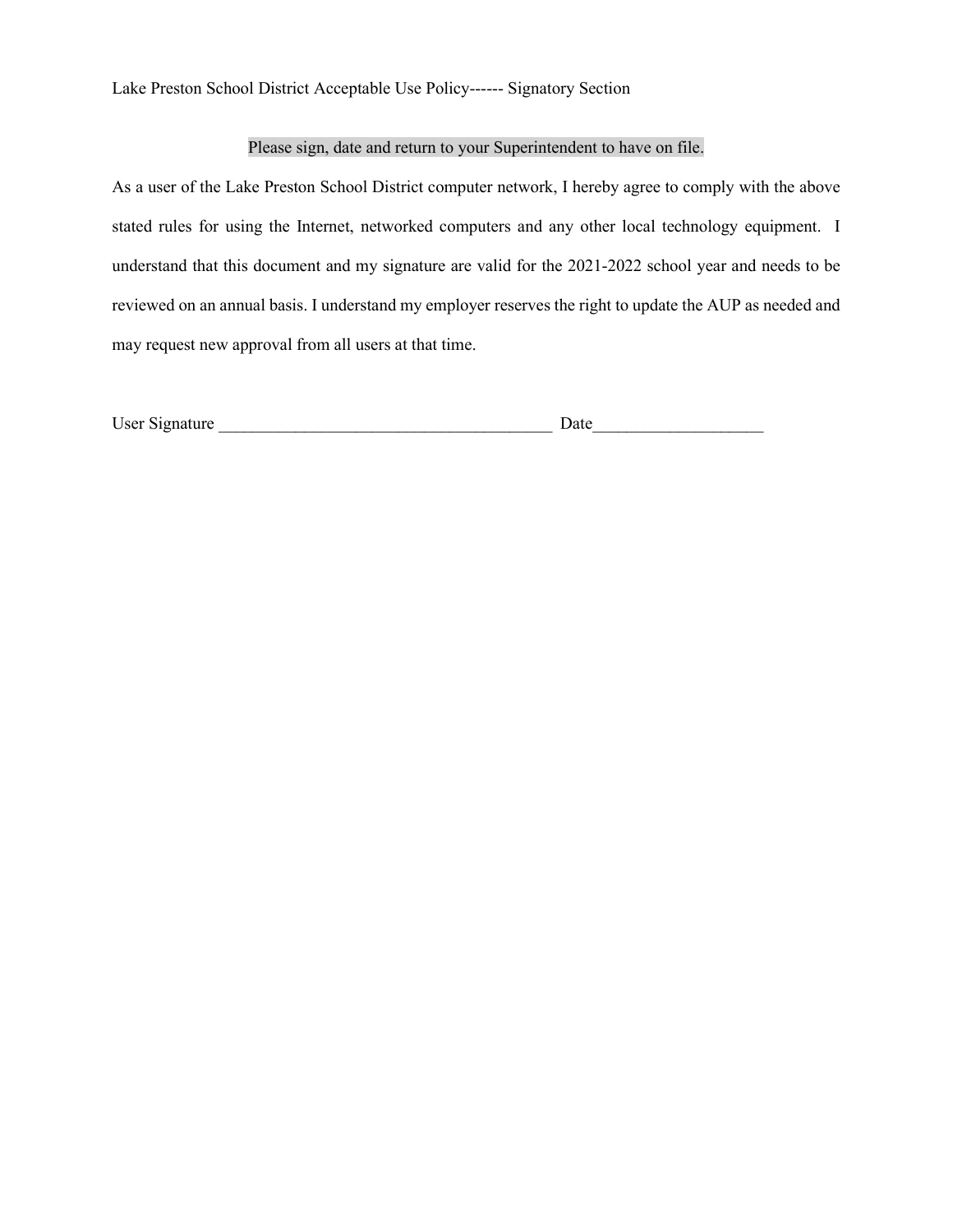Lake Preston School District Acceptable Use Policy------ Signatory Section

Please sign, date and return to your Superintendent to have on file.

As a user of the Lake Preston School District computer network, I hereby agree to comply with the above stated rules for using the Internet, networked computers and any other local technology equipment. I understand that this document and my signature are valid for the 2021-2022 school year and needs to be reviewed on an annual basis. I understand my employer reserves the right to update the AUP as needed and may request new approval from all users at that time.

User Signature _______________________________________ Date___________________